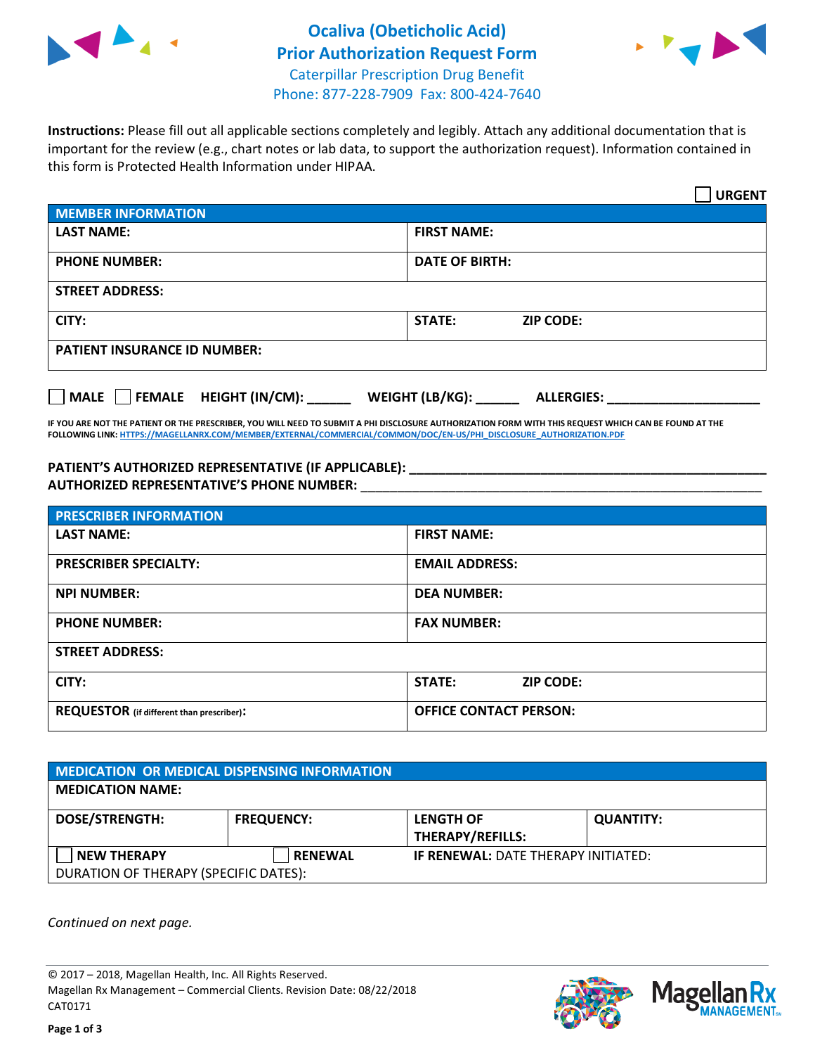# Ocaliva (Obeticholic Acid)
# Prior Authorization Request Form

Caterpillar Prescription Drug Benefit
Phone: 877-228-7909 Fax: 800-424-7640

**Instructions:** Please fill out all applicable sections completely and legibly. Attach any additional documentation that is important for the review (e.g., chart notes or lab data, to support the authorization request). Information contained in this form is Protected Health Information under HIPAA.

☐ **URGENT**

| MEMBER INFORMATION | | |
|---|---|---|
| **LAST NAME:** | **FIRST NAME:** | |
| **PHONE NUMBER:** | **DATE OF BIRTH:** | |
| **STREET ADDRESS:** | | |
| **CITY:** | **STATE:** | **ZIP CODE:** |
| **PATIENT INSURANCE ID NUMBER:** | | |

☐ **MALE** ☐ **FEMALE** **HEIGHT (IN/CM):** ______ **WEIGHT (LB/KG):** ______ **ALLERGIES:** ____________________

**IF YOU ARE NOT THE PATIENT OR THE PRESCRIBER, YOU WILL NEED TO SUBMIT A PHI DISCLOSURE AUTHORIZATION FORM WITH THIS REQUEST WHICH CAN BE FOUND AT THE FOLLOWING LINK: HTTPS://MAGELLANRX.COM/MEMBER/EXTERNAL/COMMERCIAL/COMMON/DOC/EN-US/PHI_DISCLOSURE_AUTHORIZATION.PDF**

**PATIENT'S AUTHORIZED REPRESENTATIVE (IF APPLICABLE):** ____________________________________________
**AUTHORIZED REPRESENTATIVE'S PHONE NUMBER:** ____________________________________________

| PRESCRIBER INFORMATION | | |
|---|---|---|
| **LAST NAME:** | **FIRST NAME:** | |
| **PRESCRIBER SPECIALTY:** | **EMAIL ADDRESS:** | |
| **NPI NUMBER:** | **DEA NUMBER:** | |
| **PHONE NUMBER:** | **FAX NUMBER:** | |
| **STREET ADDRESS:** | | |
| **CITY:** | **STATE:** | **ZIP CODE:** |
| **REQUESTOR** (if different than prescriber)**:** | **OFFICE CONTACT PERSON:** | |

| MEDICATION OR MEDICAL DISPENSING INFORMATION | | | |
|---|---|---|---|
| **MEDICATION NAME:** | | | |
| **DOSE/STRENGTH:** | **FREQUENCY:** | **LENGTH OF THERAPY/REFILLS:** | **QUANTITY:** |
| ☐ **NEW THERAPY** | ☐ **RENEWAL** | **IF RENEWAL:** DATE THERAPY INITIATED: | |
| DURATION OF THERAPY (SPECIFIC DATES): | | | |

*Continued on next page.*

© 2017 – 2018, Magellan Health, Inc. All Rights Reserved.
Magellan Rx Management – Commercial Clients. Revision Date: 08/22/2018
CAT0171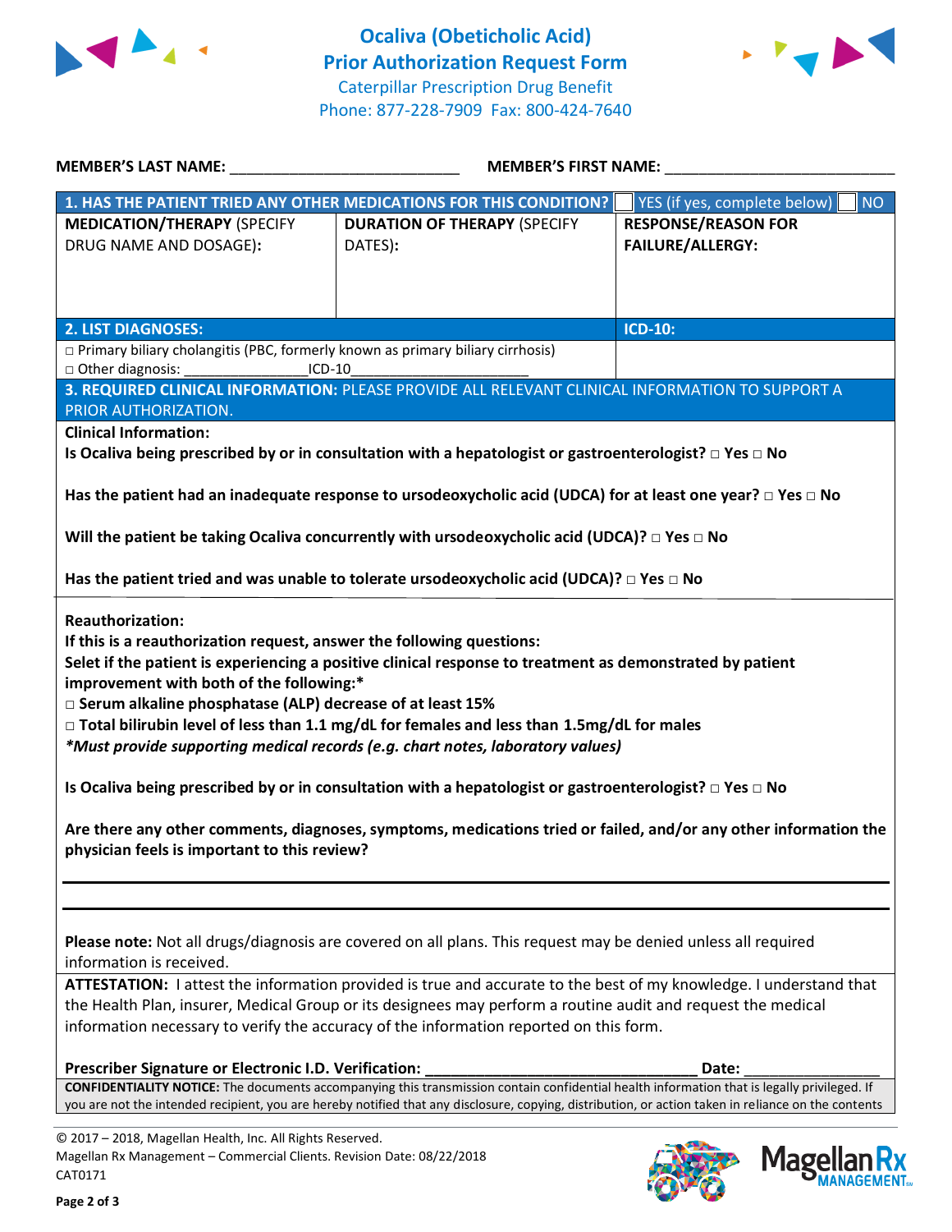# Ocaliva (Obeticholic Acid) Prior Authorization Request Form

Caterpillar Prescription Drug Benefit
Phone: 877-228-7909 Fax: 800-424-7640

**MEMBER'S LAST NAME:** ___________________________ **MEMBER'S FIRST NAME:** ___________________________

| **1. HAS THE PATIENT TRIED ANY OTHER MEDICATIONS FOR THIS CONDITION?** | | ☐ YES (if yes, complete below) ☐ NO |
|---|---|---|
| **MEDICATION/THERAPY** (SPECIFY DRUG NAME AND DOSAGE): | **DURATION OF THERAPY** (SPECIFY DATES): | **RESPONSE/REASON FOR FAILURE/ALLERGY:** |
| | | |

| **2. LIST DIAGNOSES:** | **ICD-10:** |
|---|---|
| □ Primary biliary cholangitis (PBC, formerly known as primary biliary cirrhosis)<br>□ Other diagnosis: ________________ICD-10______________________ | |

**3. REQUIRED CLINICAL INFORMATION:** PLEASE PROVIDE ALL RELEVANT CLINICAL INFORMATION TO SUPPORT A PRIOR AUTHORIZATION.

**Clinical Information:**

**Is Ocaliva being prescribed by or in consultation with a hepatologist or gastroenterologist? □ Yes □ No**

**Has the patient had an inadequate response to ursodeoxycholic acid (UDCA) for at least one year? □ Yes □ No**

**Will the patient be taking Ocaliva concurrently with ursodeoxycholic acid (UDCA)? □ Yes □ No**

**Has the patient tried and was unable to tolerate ursodeoxycholic acid (UDCA)? □ Yes □ No**

**Reauthorization:**

**If this is a reauthorization request, answer the following questions:**

**Selet if the patient is experiencing a positive clinical response to treatment as demonstrated by patient improvement with both of the following:***

**□ Serum alkaline phosphatase (ALP) decrease of at least 15%**

**□ Total bilirubin level of less than 1.1 mg/dL for females and less than 1.5mg/dL for males**

***\*Must provide supporting medical records (e.g. chart notes, laboratory values)***

**Is Ocaliva being prescribed by or in consultation with a hepatologist or gastroenterologist? □ Yes □ No**

**Are there any other comments, diagnoses, symptoms, medications tried or failed, and/or any other information the physician feels is important to this review?**

_______________________________________________________________________________

_______________________________________________________________________________

**Please note:** Not all drugs/diagnosis are covered on all plans. This request may be denied unless all required information is received.

**ATTESTATION:** I attest the information provided is true and accurate to the best of my knowledge. I understand that the Health Plan, insurer, Medical Group or its designees may perform a routine audit and request the medical information necessary to verify the accuracy of the information reported on this form.

**Prescriber Signature or Electronic I.D. Verification:** _________________________________ **Date:** ________________

**CONFIDENTIALITY NOTICE:** The documents accompanying this transmission contain confidential health information that is legally privileged. If you are not the intended recipient, you are hereby notified that any disclosure, copying, distribution, or action taken in reliance on the contents

© 2017 – 2018, Magellan Health, Inc. All Rights Reserved.
Magellan Rx Management – Commercial Clients. Revision Date: 08/22/2018
CAT0171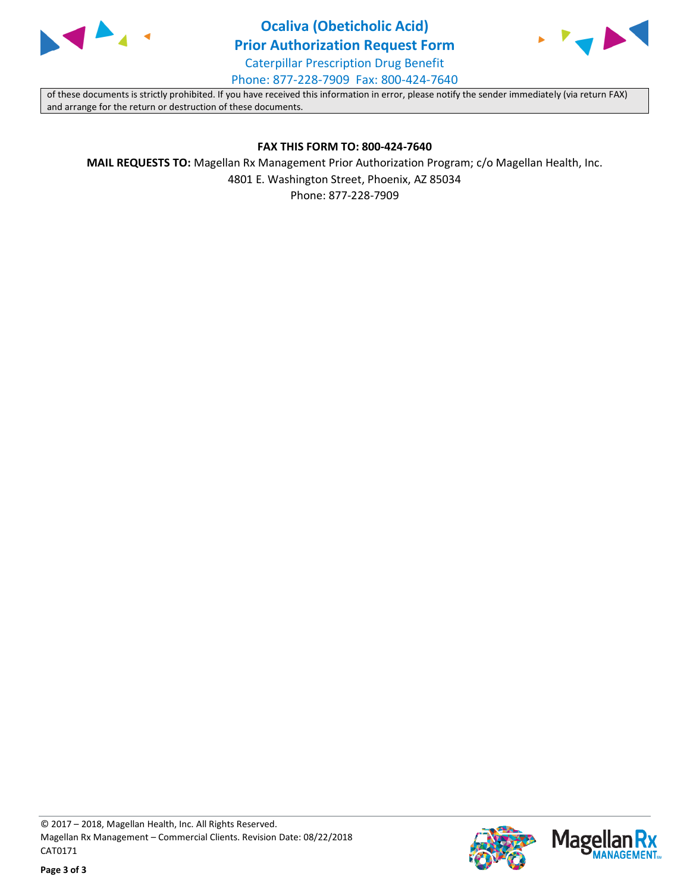of these documents is strictly prohibited. If you have received this information in error, please notify the sender immediately (via return FAX) and arrange for the return or destruction of these documents.

**FAX THIS FORM TO: 800-424-7640**

**MAIL REQUESTS TO:** Magellan Rx Management Prior Authorization Program; c/o Magellan Health, Inc.
4801 E. Washington Street, Phoenix, AZ 85034
Phone: 877-228-7909